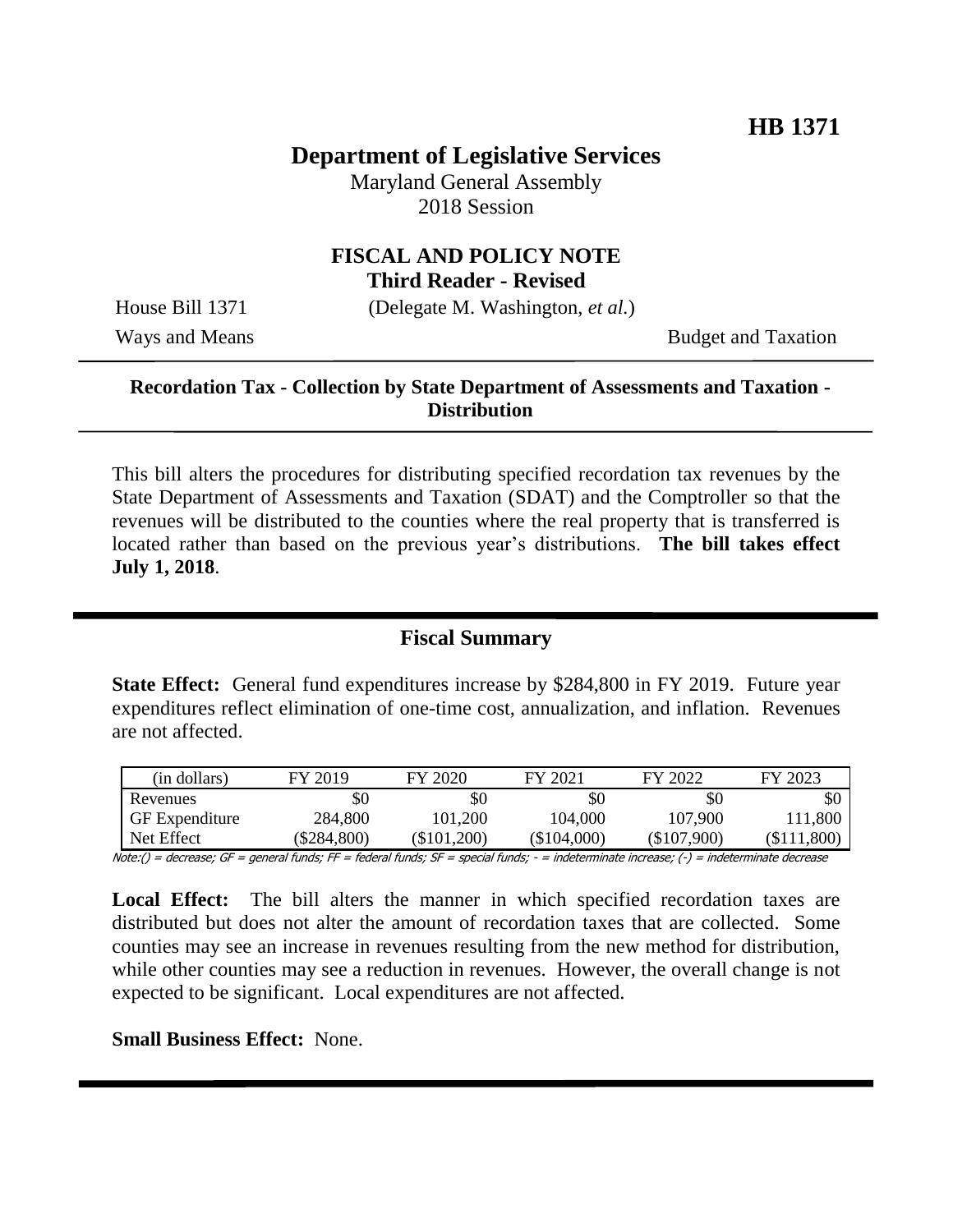**HB 1371**

# Department of Legislative Services

Maryland General Assembly
2018 Session

## FISCAL AND POLICY NOTE
**Third Reader - Revised**

House Bill 1371 (Delegate M. Washington, *et al.*)

Ways and Means Budget and Taxation

**Recordation Tax - Collection by State Department of Assessments and Taxation - Distribution**

This bill alters the procedures for distributing specified recordation tax revenues by the State Department of Assessments and Taxation (SDAT) and the Comptroller so that the revenues will be distributed to the counties where the real property that is transferred is located rather than based on the previous year's distributions. **The bill takes effect July 1, 2018**.

## Fiscal Summary

**State Effect:** General fund expenditures increase by $284,800 in FY 2019. Future year expenditures reflect elimination of one-time cost, annualization, and inflation. Revenues are not affected.

| (in dollars) | FY 2019 | FY 2020 | FY 2021 | FY 2022 | FY 2023 |
|---|---|---|---|---|---|
| Revenues | $0 | $0 | $0 | $0 | $0 |
| GF Expenditure | 284,800 | 101,200 | 104,000 | 107,900 | 111,800 |
| Net Effect | ($284,800) | ($101,200) | ($104,000) | ($107,900) | ($111,800) |

Note:() = decrease; GF = general funds; FF = federal funds; SF = special funds; - = indeterminate increase; (-) = indeterminate decrease

**Local Effect:** The bill alters the manner in which specified recordation taxes are distributed but does not alter the amount of recordation taxes that are collected. Some counties may see an increase in revenues resulting from the new method for distribution, while other counties may see a reduction in revenues. However, the overall change is not expected to be significant. Local expenditures are not affected.

**Small Business Effect:** None.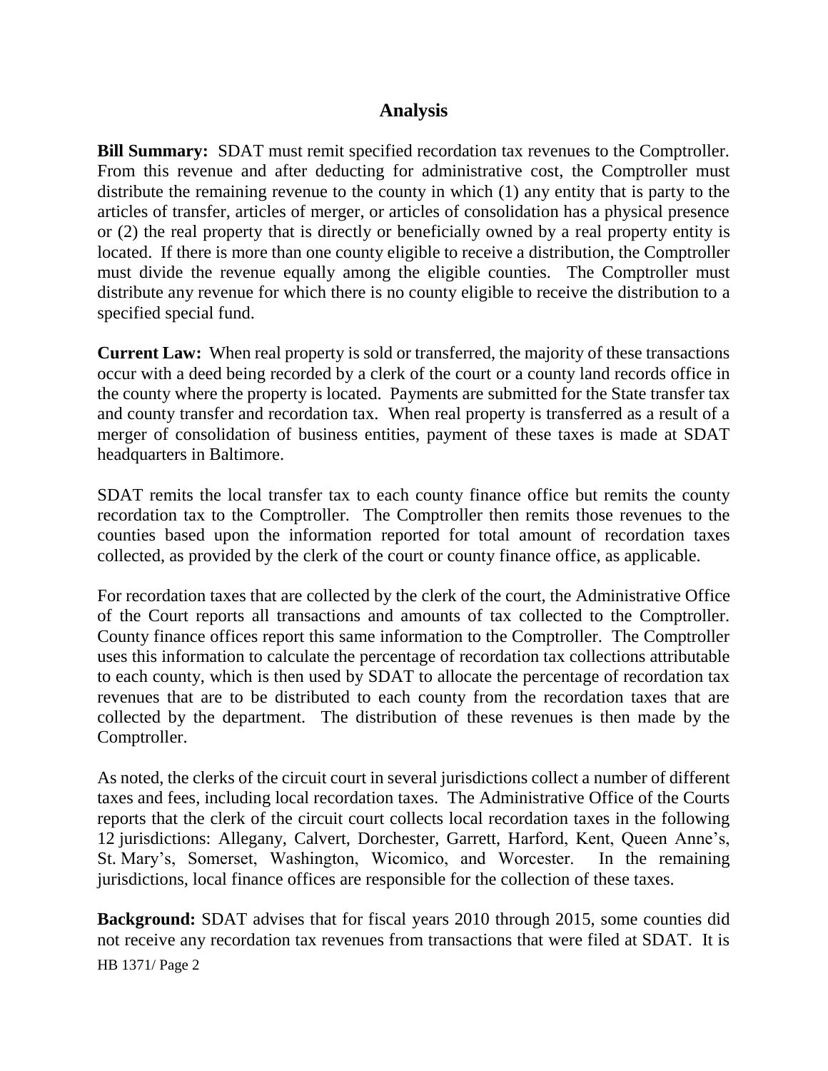## Analysis

**Bill Summary:** SDAT must remit specified recordation tax revenues to the Comptroller. From this revenue and after deducting for administrative cost, the Comptroller must distribute the remaining revenue to the county in which (1) any entity that is party to the articles of transfer, articles of merger, or articles of consolidation has a physical presence or (2) the real property that is directly or beneficially owned by a real property entity is located. If there is more than one county eligible to receive a distribution, the Comptroller must divide the revenue equally among the eligible counties. The Comptroller must distribute any revenue for which there is no county eligible to receive the distribution to a specified special fund.

**Current Law:** When real property is sold or transferred, the majority of these transactions occur with a deed being recorded by a clerk of the court or a county land records office in the county where the property is located. Payments are submitted for the State transfer tax and county transfer and recordation tax. When real property is transferred as a result of a merger of consolidation of business entities, payment of these taxes is made at SDAT headquarters in Baltimore.

SDAT remits the local transfer tax to each county finance office but remits the county recordation tax to the Comptroller. The Comptroller then remits those revenues to the counties based upon the information reported for total amount of recordation taxes collected, as provided by the clerk of the court or county finance office, as applicable.

For recordation taxes that are collected by the clerk of the court, the Administrative Office of the Court reports all transactions and amounts of tax collected to the Comptroller. County finance offices report this same information to the Comptroller. The Comptroller uses this information to calculate the percentage of recordation tax collections attributable to each county, which is then used by SDAT to allocate the percentage of recordation tax revenues that are to be distributed to each county from the recordation taxes that are collected by the department. The distribution of these revenues is then made by the Comptroller.

As noted, the clerks of the circuit court in several jurisdictions collect a number of different taxes and fees, including local recordation taxes. The Administrative Office of the Courts reports that the clerk of the circuit court collects local recordation taxes in the following 12 jurisdictions: Allegany, Calvert, Dorchester, Garrett, Harford, Kent, Queen Anne's, St. Mary's, Somerset, Washington, Wicomico, and Worcester. In the remaining jurisdictions, local finance offices are responsible for the collection of these taxes.

**Background:** SDAT advises that for fiscal years 2010 through 2015, some counties did not receive any recordation tax revenues from transactions that were filed at SDAT. It is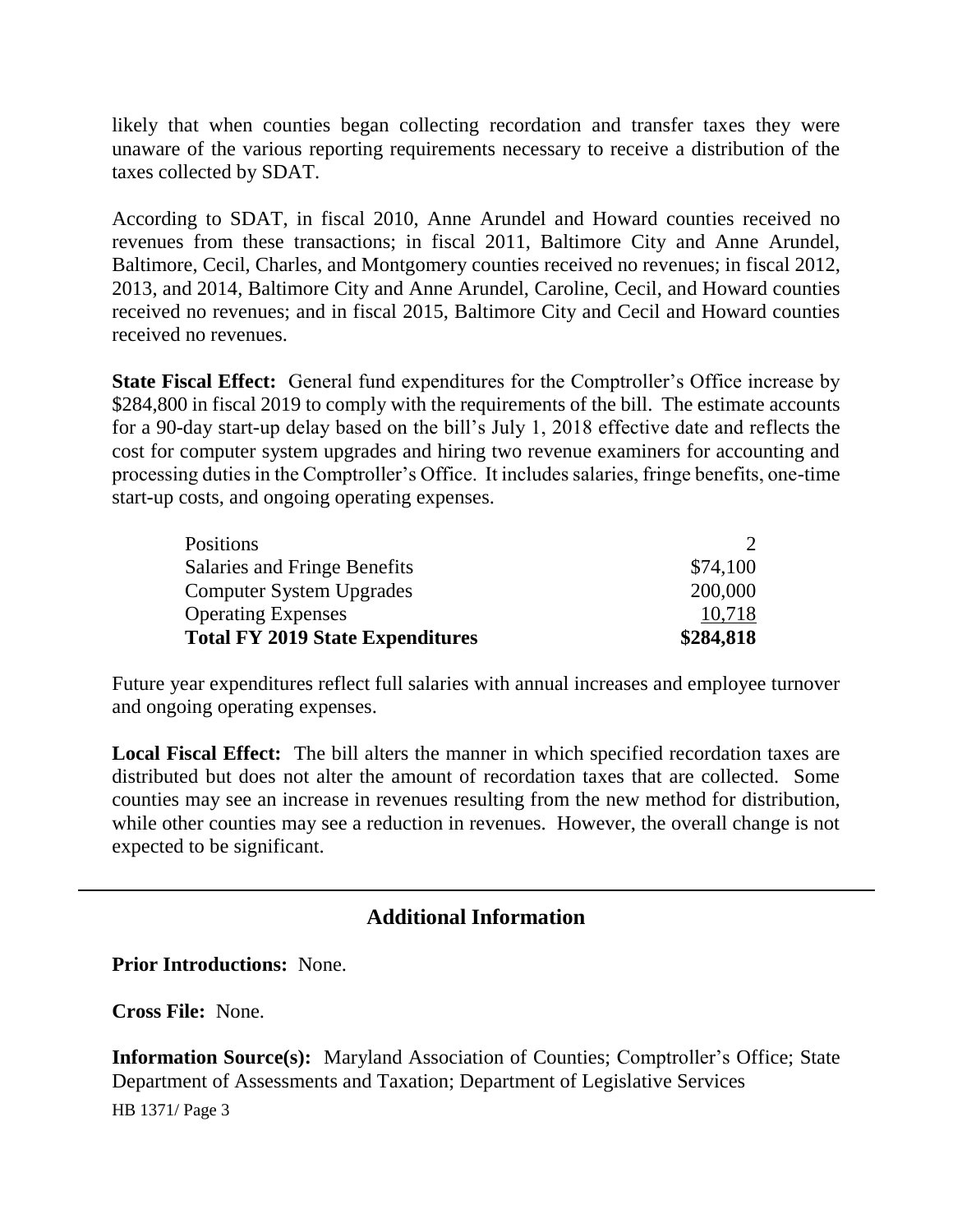likely that when counties began collecting recordation and transfer taxes they were unaware of the various reporting requirements necessary to receive a distribution of the taxes collected by SDAT.

According to SDAT, in fiscal 2010, Anne Arundel and Howard counties received no revenues from these transactions; in fiscal 2011, Baltimore City and Anne Arundel, Baltimore, Cecil, Charles, and Montgomery counties received no revenues; in fiscal 2012, 2013, and 2014, Baltimore City and Anne Arundel, Caroline, Cecil, and Howard counties received no revenues; and in fiscal 2015, Baltimore City and Cecil and Howard counties received no revenues.

**State Fiscal Effect:** General fund expenditures for the Comptroller's Office increase by \$284,800 in fiscal 2019 to comply with the requirements of the bill. The estimate accounts for a 90-day start-up delay based on the bill's July 1, 2018 effective date and reflects the cost for computer system upgrades and hiring two revenue examiners for accounting and processing duties in the Comptroller's Office. It includes salaries, fringe benefits, one-time start-up costs, and ongoing operating expenses.

| | |
|---|---|
| Positions | 2 |
| Salaries and Fringe Benefits | \$74,100 |
| Computer System Upgrades | 200,000 |
| Operating Expenses | 10,718 |
| **Total FY 2019 State Expenditures** | **\$284,818** |

Future year expenditures reflect full salaries with annual increases and employee turnover and ongoing operating expenses.

**Local Fiscal Effect:** The bill alters the manner in which specified recordation taxes are distributed but does not alter the amount of recordation taxes that are collected. Some counties may see an increase in revenues resulting from the new method for distribution, while other counties may see a reduction in revenues. However, the overall change is not expected to be significant.

## Additional Information

**Prior Introductions:** None.

**Cross File:** None.

**Information Source(s):** Maryland Association of Counties; Comptroller's Office; State Department of Assessments and Taxation; Department of Legislative Services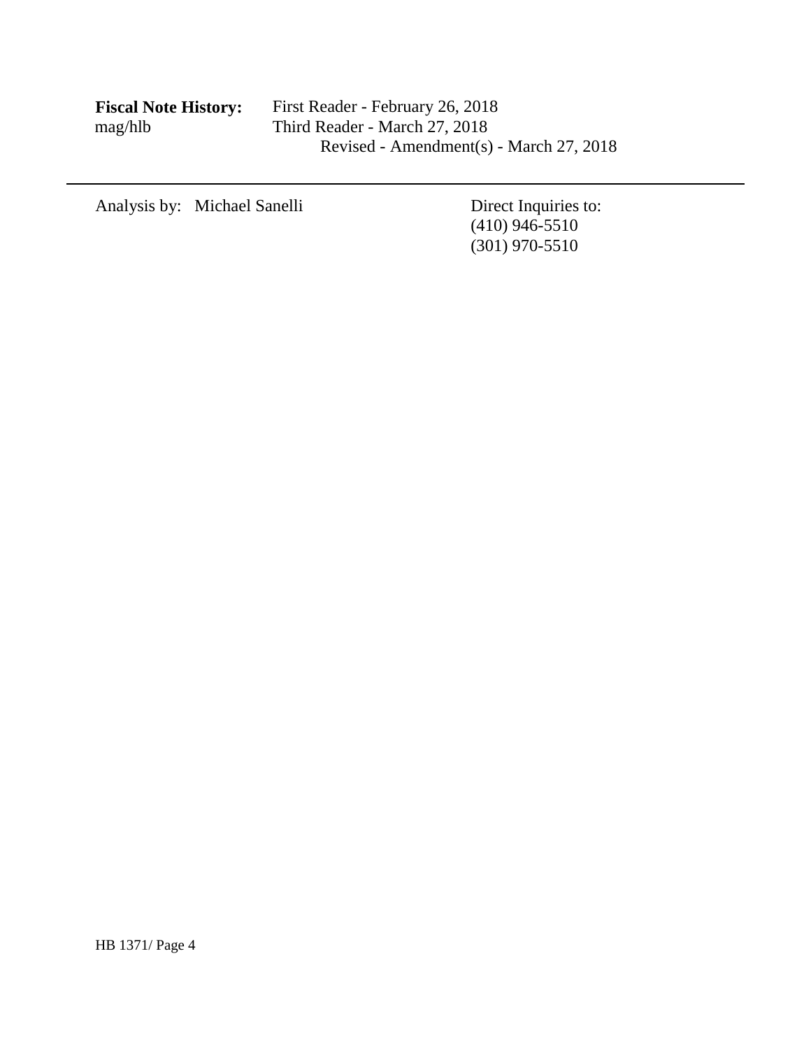**Fiscal Note History:** First Reader - February 26, 2018
mag/hlb Third Reader - March 27, 2018
Revised - Amendment(s) - March 27, 2018

---

Analysis by: Michael Sanelli

Direct Inquiries to:
(410) 946-5510
(301) 970-5510